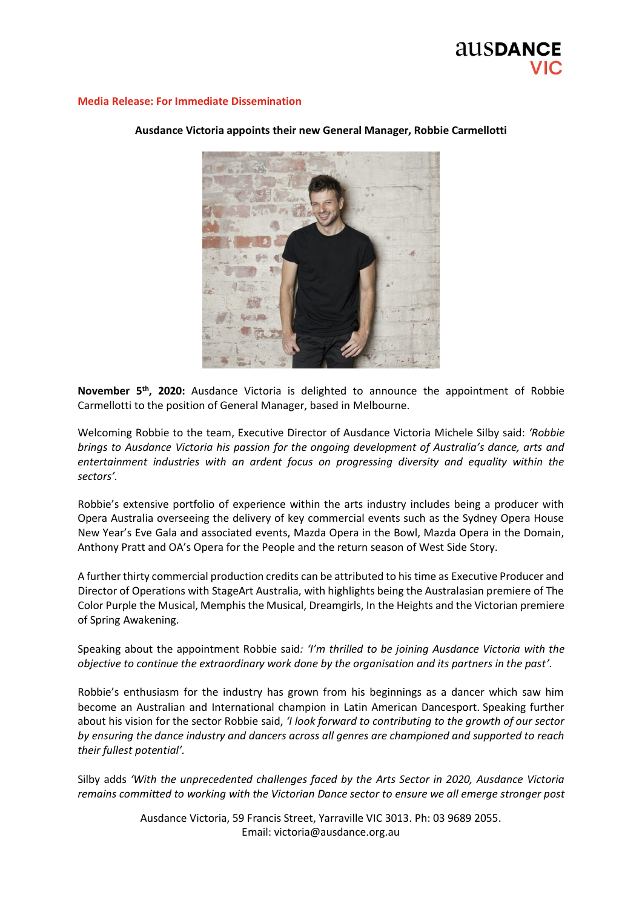**Media Release: For Immediate Dissemination**

**Ausdance Victoria appoints their new General Manager, Robbie Carmellotti**

**November 5th, 2020:** Ausdance Victoria is delighted to announce the appointment of Robbie Carmellotti to the position of General Manager, based in Melbourne.

Welcoming Robbie to the team, Executive Director of Ausdance Victoria Michele Silby said: *'Robbie brings to Ausdance Victoria his passion for the ongoing development of Australia's dance, arts and entertainment industries with an ardent focus on progressing diversity and equality within the sectors'.*

Robbie's extensive portfolio of experience within the arts industry includes being a producer with Opera Australia overseeing the delivery of key commercial events such as the Sydney Opera House New Year's Eve Gala and associated events, Mazda Opera in the Bowl, Mazda Opera in the Domain, Anthony Pratt and OA's Opera for the People and the return season of West Side Story.

A further thirty commercial production credits can be attributed to his time as Executive Producer and Director of Operations with StageArt Australia, with highlights being the Australasian premiere of The Color Purple the Musical, Memphis the Musical, Dreamgirls, In the Heights and the Victorian premiere of Spring Awakening.

Speaking about the appointment Robbie said: *'I'm thrilled to be joining Ausdance Victoria with the objective to continue the extraordinary work done by the organisation and its partners in the past'.*

Robbie's enthusiasm for the industry has grown from his beginnings as a dancer which saw him become an Australian and International champion in Latin American Dancesport. Speaking further about his vision for the sector Robbie said, *'I look forward to contributing to the growth of our sector by ensuring the dance industry and dancers across all genres are championed and supported to reach their fullest potential'.*

Silby adds *'With the unprecedented challenges faced by the Arts Sector in 2020, Ausdance Victoria remains committed to working with the Victorian Dance sector to ensure we all emerge stronger post*

Ausdance Victoria, 59 Francis Street, Yarraville VIC 3013. Ph: 03 9689 2055.
Email: victoria@ausdance.org.au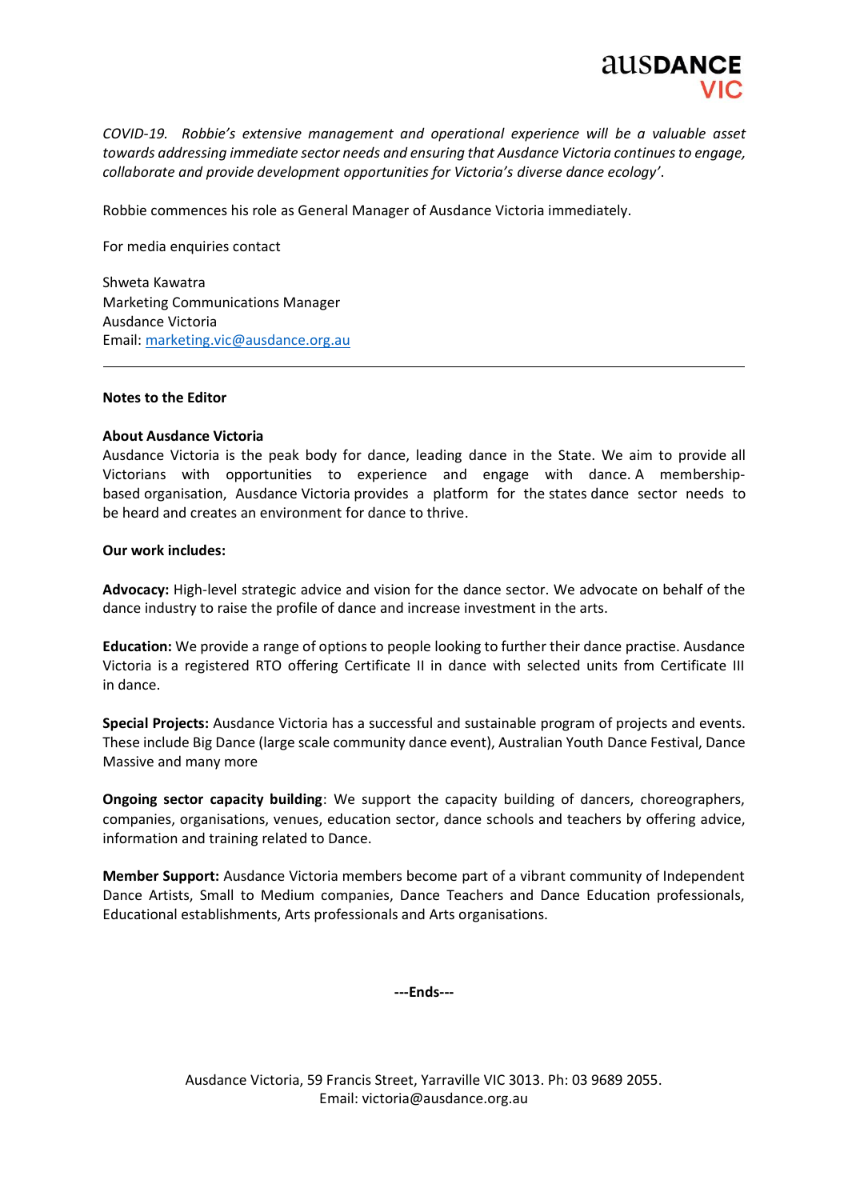*COVID-19. Robbie's extensive management and operational experience will be a valuable asset towards addressing immediate sector needs and ensuring that Ausdance Victoria continues to engage, collaborate and provide development opportunities for Victoria's diverse dance ecology'*.

Robbie commences his role as General Manager of Ausdance Victoria immediately.

For media enquiries contact

Shweta Kawatra
Marketing Communications Manager
Ausdance Victoria
Email: [marketing.vic@ausdance.org.au](mailto:marketing.vic@ausdance.org.au)

---

**Notes to the Editor**

**About Ausdance Victoria**
Ausdance Victoria is the peak body for dance, leading dance in the State. We aim to provide all Victorians with opportunities to experience and engage with dance. A membership-based organisation, Ausdance Victoria provides a platform for the states dance sector needs to be heard and creates an environment for dance to thrive.

**Our work includes:**

**Advocacy:** High-level strategic advice and vision for the dance sector. We advocate on behalf of the dance industry to raise the profile of dance and increase investment in the arts.

**Education:** We provide a range of options to people looking to further their dance practise. Ausdance Victoria is a registered RTO offering Certificate II in dance with selected units from Certificate III in dance.

**Special Projects:** Ausdance Victoria has a successful and sustainable program of projects and events. These include Big Dance (large scale community dance event), Australian Youth Dance Festival, Dance Massive and many more

**Ongoing sector capacity building**: We support the capacity building of dancers, choreographers, companies, organisations, venues, education sector, dance schools and teachers by offering advice, information and training related to Dance.

**Member Support:** Ausdance Victoria members become part of a vibrant community of Independent Dance Artists, Small to Medium companies, Dance Teachers and Dance Education professionals, Educational establishments, Arts professionals and Arts organisations.

**---Ends---**

Ausdance Victoria, 59 Francis Street, Yarraville VIC 3013. Ph: 03 9689 2055.
Email: victoria@ausdance.org.au